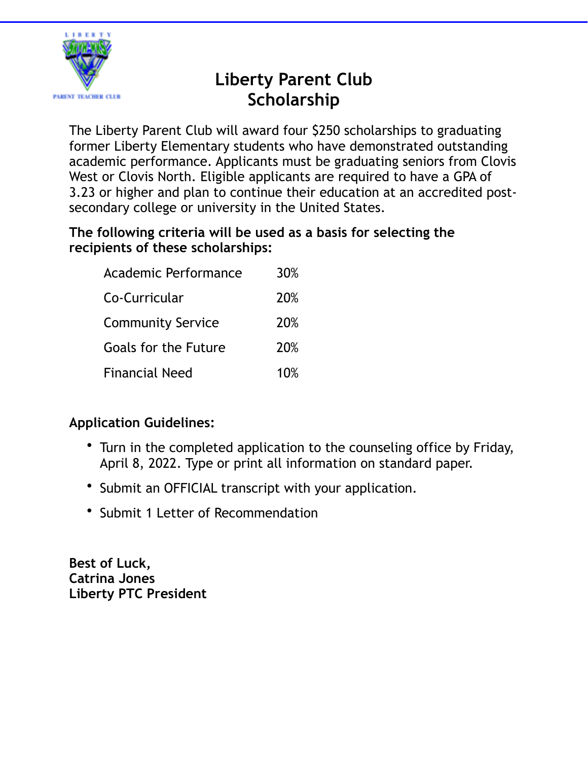# Liberty Parent Club Scholarship

The Liberty Parent Club will award four $250 scholarships to graduating former Liberty Elementary students who have demonstrated outstanding academic performance. Applicants must be graduating seniors from Clovis West or Clovis North. Eligible applicants are required to have a GPA of 3.23 or higher and plan to continue their education at an accredited post-secondary college or university in the United States.

**The following criteria will be used as a basis for selecting the recipients of these scholarships:**

| Criteria | Weight |
| --- | --- |
| Academic Performance | 30% |
| Co-Curricular | 20% |
| Community Service | 20% |
| Goals for the Future | 20% |
| Financial Need | 10% |

**Application Guidelines:**

- Turn in the completed application to the counseling office by Friday, April 8, 2022. Type or print all information on standard paper.
- Submit an OFFICIAL transcript with your application.
- Submit 1 Letter of Recommendation

**Best of Luck,**
**Catrina Jones**
**Liberty PTC President**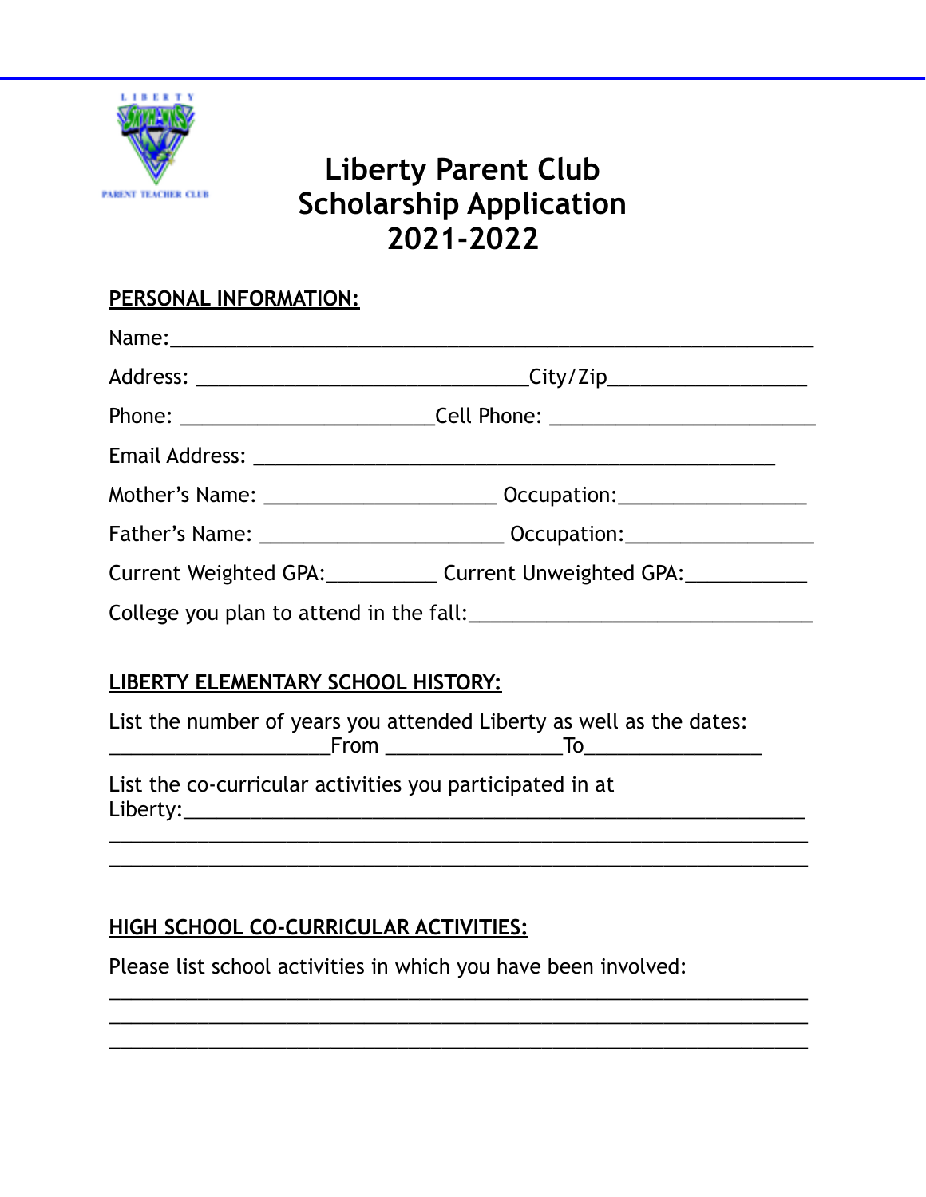# Liberty Parent Club
# Scholarship Application
# 2021-2022

**PERSONAL INFORMATION:**

Name:_______________________________________________________

Address: ______________________________City/Zip_________________

Phone: ______________________Cell Phone: _______________________

Email Address: _______________________________________________

Mother's Name: ____________________ Occupation:________________

Father's Name: _____________________ Occupation:________________

Current Weighted GPA:__________ Current Unweighted GPA:___________

College you plan to attend in the fall:_______________________________

**LIBERTY ELEMENTARY SCHOOL HISTORY:**

List the number of years you attended Liberty as well as the dates:
____________________From _______________To________________

List the co-curricular activities you participated in at Liberty:_______________________________________________________________
_______________________________________________________________
_______________________________________________________________

**HIGH SCHOOL CO-CURRICULAR ACTIVITIES:**

Please list school activities in which you have been involved:
_______________________________________________________________
_______________________________________________________________
_______________________________________________________________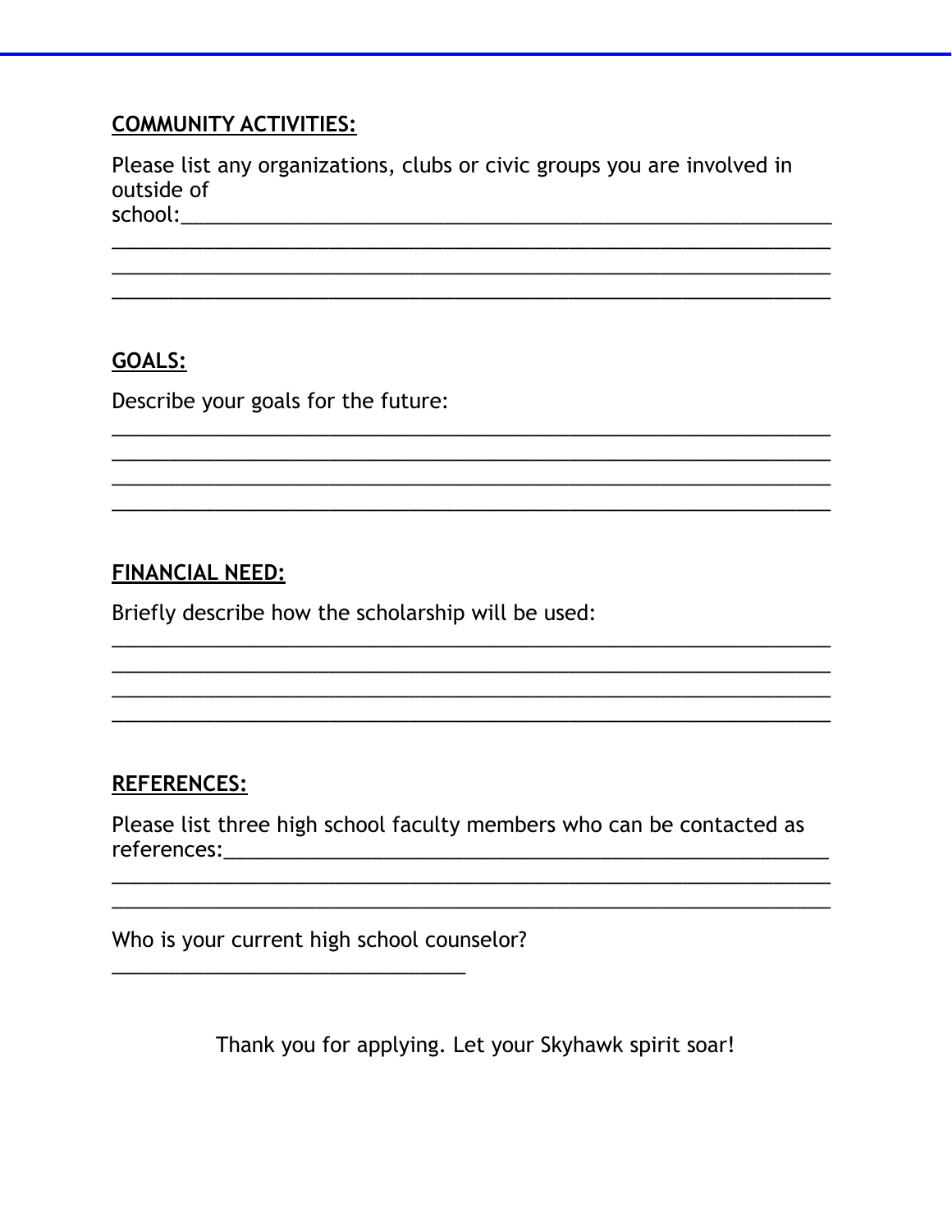**COMMUNITY ACTIVITIES:**

Please list any organizations, clubs or civic groups you are involved in outside of school:____________________________________________________________
_________________________________________________________________
_________________________________________________________________
_________________________________________________________________

**GOALS:**

Describe your goals for the future:
_________________________________________________________________
_________________________________________________________________
_________________________________________________________________
_________________________________________________________________

**FINANCIAL NEED:**

Briefly describe how the scholarship will be used:
_________________________________________________________________
_________________________________________________________________
_________________________________________________________________
_________________________________________________________________

**REFERENCES:**

Please list three high school faculty members who can be contacted as references:_________________________________________________________
_________________________________________________________________
_________________________________________________________________

Who is your current high school counselor?
________________________________

Thank you for applying. Let your Skyhawk spirit soar!